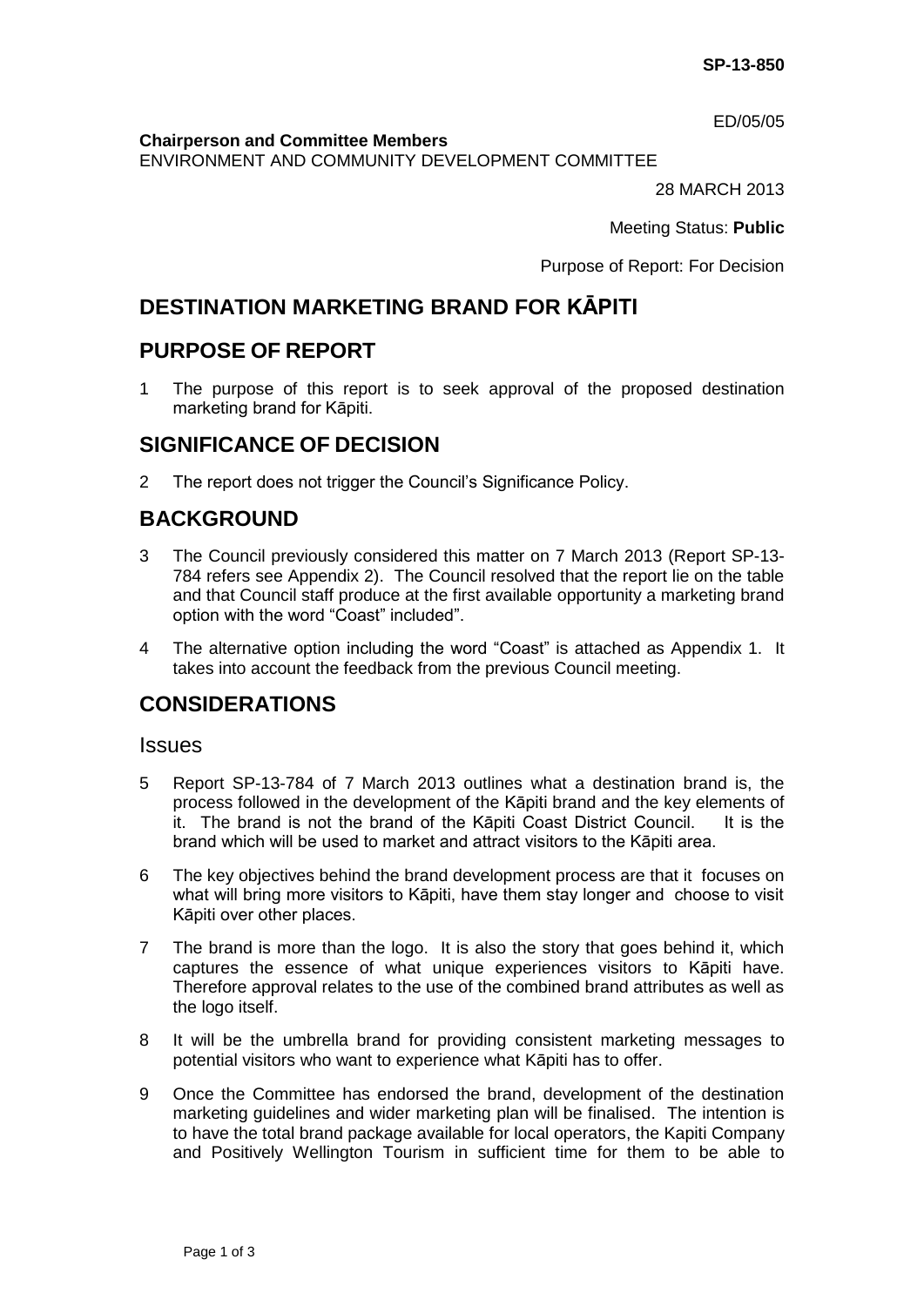SP-13-850

ED/05/05

**Chairperson and Committee Members**
ENVIRONMENT AND COMMUNITY DEVELOPMENT COMMITTEE

28 MARCH 2013

Meeting Status: **Public**

Purpose of Report: For Decision

# DESTINATION MARKETING BRAND FOR KĀPITI

## PURPOSE OF REPORT

1 The purpose of this report is to seek approval of the proposed destination marketing brand for Kāpiti.

## SIGNIFICANCE OF DECISION

2 The report does not trigger the Council's Significance Policy.

## BACKGROUND

3 The Council previously considered this matter on 7 March 2013 (Report SP-13-784 refers see Appendix 2). The Council resolved that the report lie on the table and that Council staff produce at the first available opportunity a marketing brand option with the word "Coast" included".

4 The alternative option including the word "Coast" is attached as Appendix 1. It takes into account the feedback from the previous Council meeting.

## CONSIDERATIONS

### Issues

5 Report SP-13-784 of 7 March 2013 outlines what a destination brand is, the process followed in the development of the Kāpiti brand and the key elements of it. The brand is not the brand of the Kāpiti Coast District Council. It is the brand which will be used to market and attract visitors to the Kāpiti area.

6 The key objectives behind the brand development process are that it focuses on what will bring more visitors to Kāpiti, have them stay longer and choose to visit Kāpiti over other places.

7 The brand is more than the logo. It is also the story that goes behind it, which captures the essence of what unique experiences visitors to Kāpiti have. Therefore approval relates to the use of the combined brand attributes as well as the logo itself.

8 It will be the umbrella brand for providing consistent marketing messages to potential visitors who want to experience what Kāpiti has to offer.

9 Once the Committee has endorsed the brand, development of the destination marketing guidelines and wider marketing plan will be finalised. The intention is to have the total brand package available for local operators, the Kapiti Company and Positively Wellington Tourism in sufficient time for them to be able to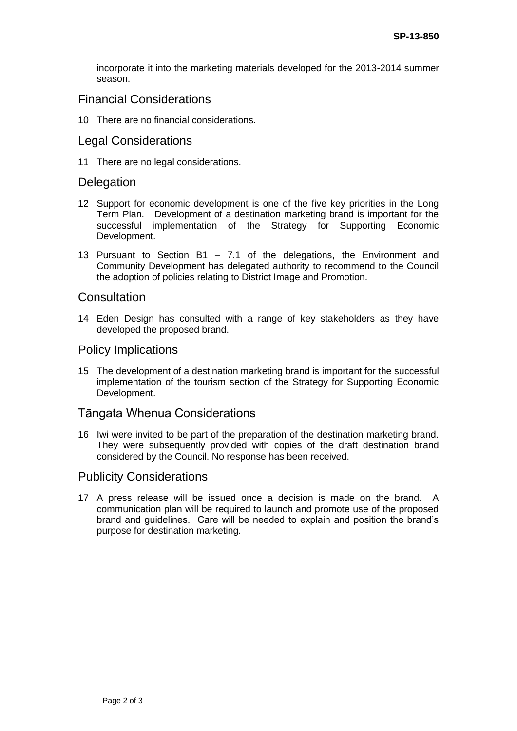incorporate it into the marketing materials developed for the 2013-2014 summer season.

## Financial Considerations

10 There are no financial considerations.

## Legal Considerations

11 There are no legal considerations.

## Delegation

12 Support for economic development is one of the five key priorities in the Long Term Plan. Development of a destination marketing brand is important for the successful implementation of the Strategy for Supporting Economic Development.

13 Pursuant to Section B1 – 7.1 of the delegations, the Environment and Community Development has delegated authority to recommend to the Council the adoption of policies relating to District Image and Promotion.

## Consultation

14 Eden Design has consulted with a range of key stakeholders as they have developed the proposed brand.

## Policy Implications

15 The development of a destination marketing brand is important for the successful implementation of the tourism section of the Strategy for Supporting Economic Development.

## Tāngata Whenua Considerations

16 Iwi were invited to be part of the preparation of the destination marketing brand. They were subsequently provided with copies of the draft destination brand considered by the Council. No response has been received.

## Publicity Considerations

17 A press release will be issued once a decision is made on the brand. A communication plan will be required to launch and promote use of the proposed brand and guidelines. Care will be needed to explain and position the brand's purpose for destination marketing.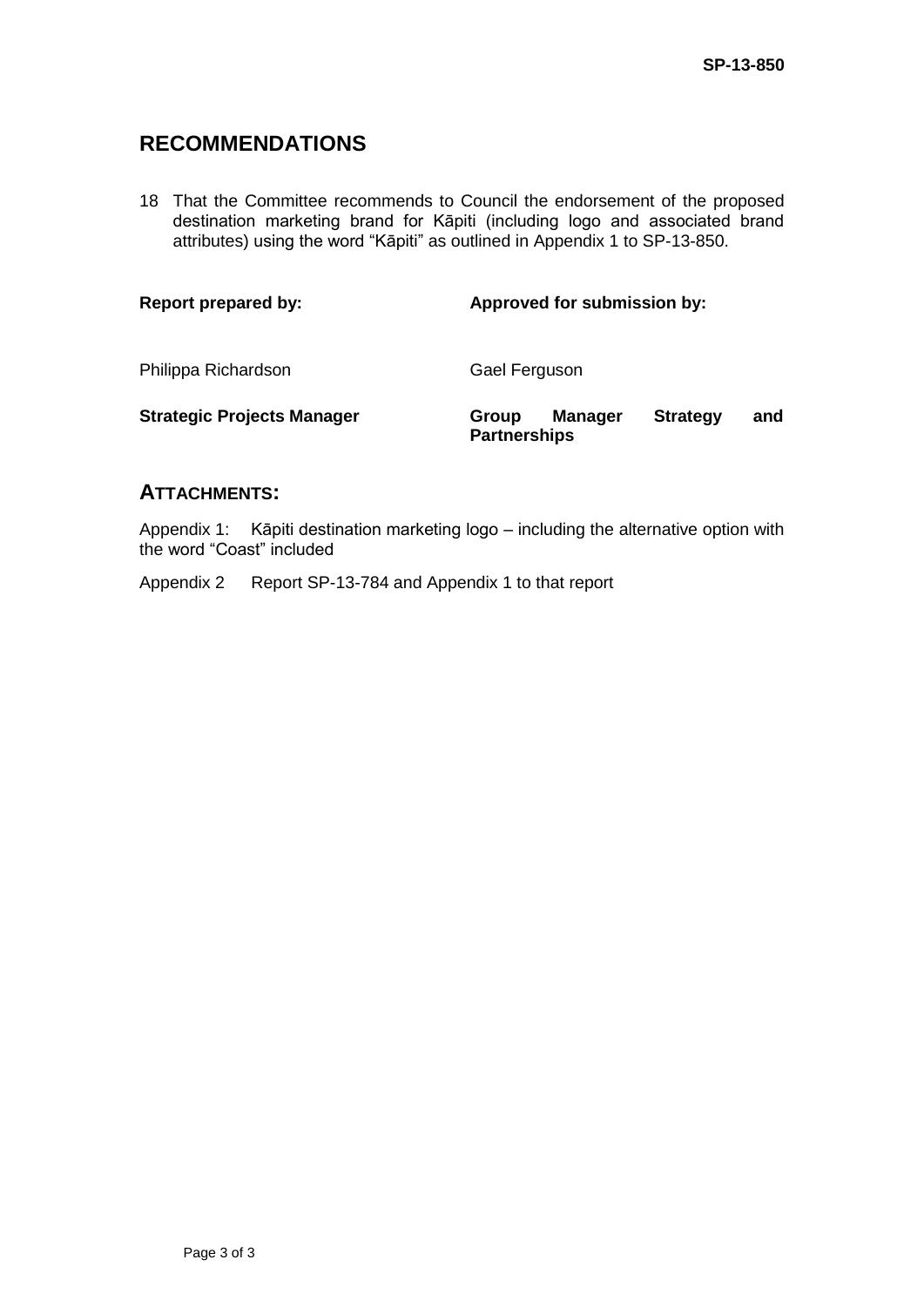## RECOMMENDATIONS

18 That the Committee recommends to Council the endorsement of the proposed destination marketing brand for Kāpiti (including logo and associated brand attributes) using the word "Kāpiti" as outlined in Appendix 1 to SP-13-850.

| | |
|---|---|
| **Report prepared by:** | **Approved for submission by:** |
| Philippa Richardson | Gael Ferguson |
| **Strategic Projects Manager** | **Group Manager Strategy and Partnerships** |

## ATTACHMENTS:

Appendix 1: Kāpiti destination marketing logo – including the alternative option with the word "Coast" included

Appendix 2 Report SP-13-784 and Appendix 1 to that report